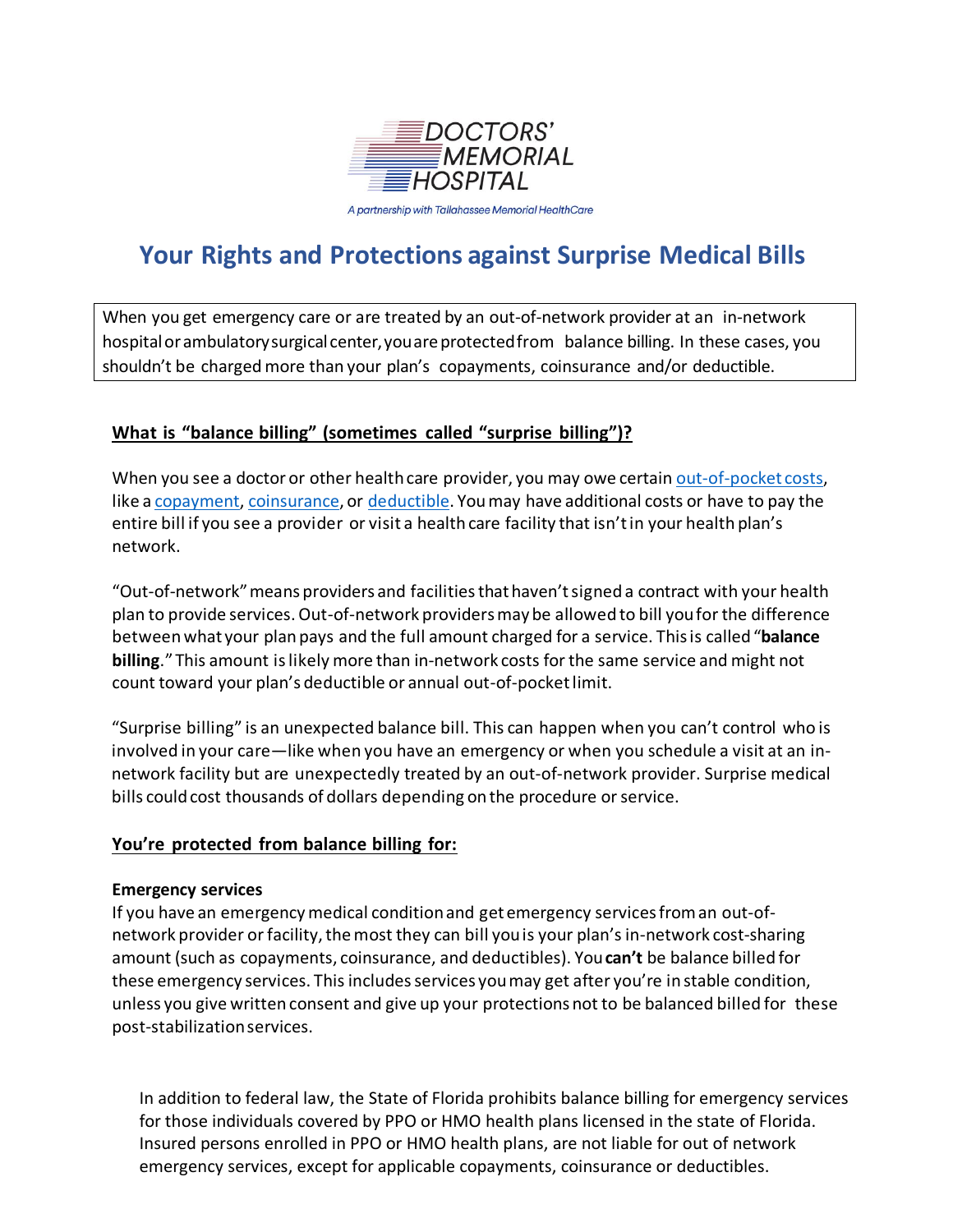DOCTORS' MEMORIAL HOSPITAL

*A partnership with Tallahassee Memorial HealthCare*

# Your Rights and Protections against Surprise Medical Bills

When you get emergency care or are treated by an out-of-network provider at an in-network hospital or ambulatory surgical center, you are protected from balance billing. In these cases, you shouldn't be charged more than your plan's copayments, coinsurance and/or deductible.

## What is "balance billing" (sometimes called "surprise billing")?

When you see a doctor or other health care provider, you may owe certain out-of-pocket costs, like a copayment, coinsurance, or deductible. You may have additional costs or have to pay the entire bill if you see a provider or visit a health care facility that isn't in your health plan's network.

"Out-of-network" means providers and facilities that haven't signed a contract with your health plan to provide services. Out-of-network providers may be allowed to bill you for the difference between what your plan pays and the full amount charged for a service. This is called "**balance billing**." This amount is likely more than in-network costs for the same service and might not count toward your plan's deductible or annual out-of-pocket limit.

"Surprise billing" is an unexpected balance bill. This can happen when you can't control who is involved in your care—like when you have an emergency or when you schedule a visit at an in-network facility but are unexpectedly treated by an out-of-network provider. Surprise medical bills could cost thousands of dollars depending on the procedure or service.

## You're protected from balance billing for:

### Emergency services

If you have an emergency medical condition and get emergency services from an out-of-network provider or facility, the most they can bill you is your plan's in-network cost-sharing amount (such as copayments, coinsurance, and deductibles). You **can't** be balance billed for these emergency services. This includes services you may get after you're in stable condition, unless you give written consent and give up your protections not to be balanced billed for these post-stabilization services.

In addition to federal law, the State of Florida prohibits balance billing for emergency services for those individuals covered by PPO or HMO health plans licensed in the state of Florida. Insured persons enrolled in PPO or HMO health plans, are not liable for out of network emergency services, except for applicable copayments, coinsurance or deductibles.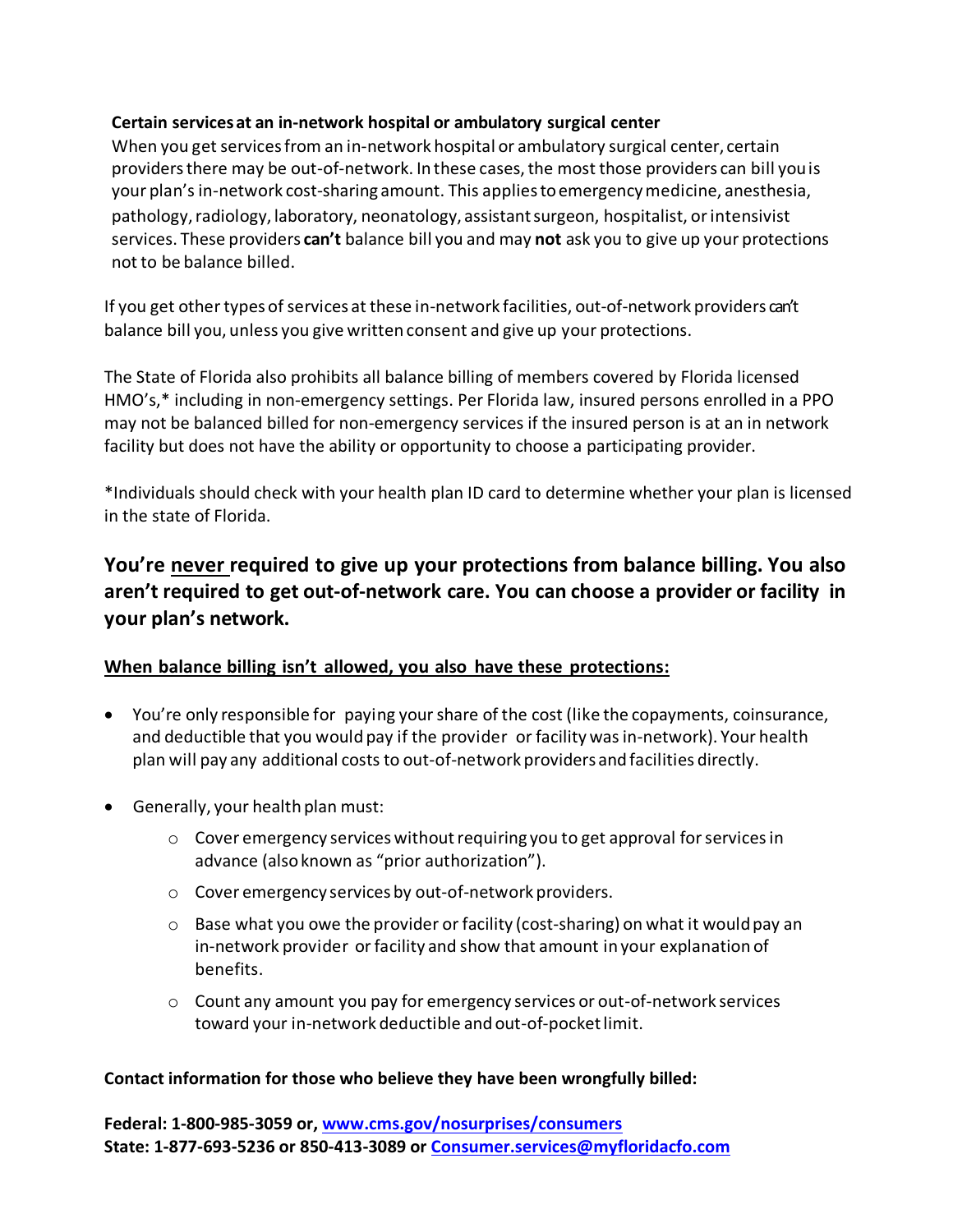**Certain services at an in-network hospital or ambulatory surgical center**

When you get services from an in-network hospital or ambulatory surgical center, certain providers there may be out-of-network. In these cases, the most those providers can bill you is your plan's in-network cost-sharing amount. This applies to emergency medicine, anesthesia, pathology, radiology, laboratory, neonatology, assistant surgeon, hospitalist, or intensivist services. These providers **can't** balance bill you and may **not** ask you to give up your protections not to be balance billed.

If you get other types of services at these in-network facilities, out-of-network providers can't balance bill you, unless you give written consent and give up your protections.

The State of Florida also prohibits all balance billing of members covered by Florida licensed HMO's,* including in non-emergency settings. Per Florida law, insured persons enrolled in a PPO may not be balanced billed for non-emergency services if the insured person is at an in network facility but does not have the ability or opportunity to choose a participating provider.

*Individuals should check with your health plan ID card to determine whether your plan is licensed in the state of Florida.

## You're <u>never</u> required to give up your protections from balance billing. You also aren't required to get out-of-network care. You can choose a provider or facility in your plan's network.

**<u>When balance billing isn't allowed, you also have these protections:</u>**

- You're only responsible for paying your share of the cost (like the copayments, coinsurance, and deductible that you would pay if the provider or facility was in-network). Your health plan will pay any additional costs to out-of-network providers and facilities directly.
- Generally, your health plan must:
  - Cover emergency services without requiring you to get approval for services in advance (also known as "prior authorization").
  - Cover emergency services by out-of-network providers.
  - Base what you owe the provider or facility (cost-sharing) on what it would pay an in-network provider or facility and show that amount in your explanation of benefits.
  - Count any amount you pay for emergency services or out-of-network services toward your in-network deductible and out-of-pocket limit.

**Contact information for those who believe they have been wrongfully billed:**

**Federal: 1-800-985-3059 or, [www.cms.gov/nosurprises/consumers](http://www.cms.gov/nosurprises/consumers)**
**State: 1-877-693-5236 or 850-413-3089 or [Consumer.services@myfloridacfo.com](mailto:Consumer.services@myfloridacfo.com)**